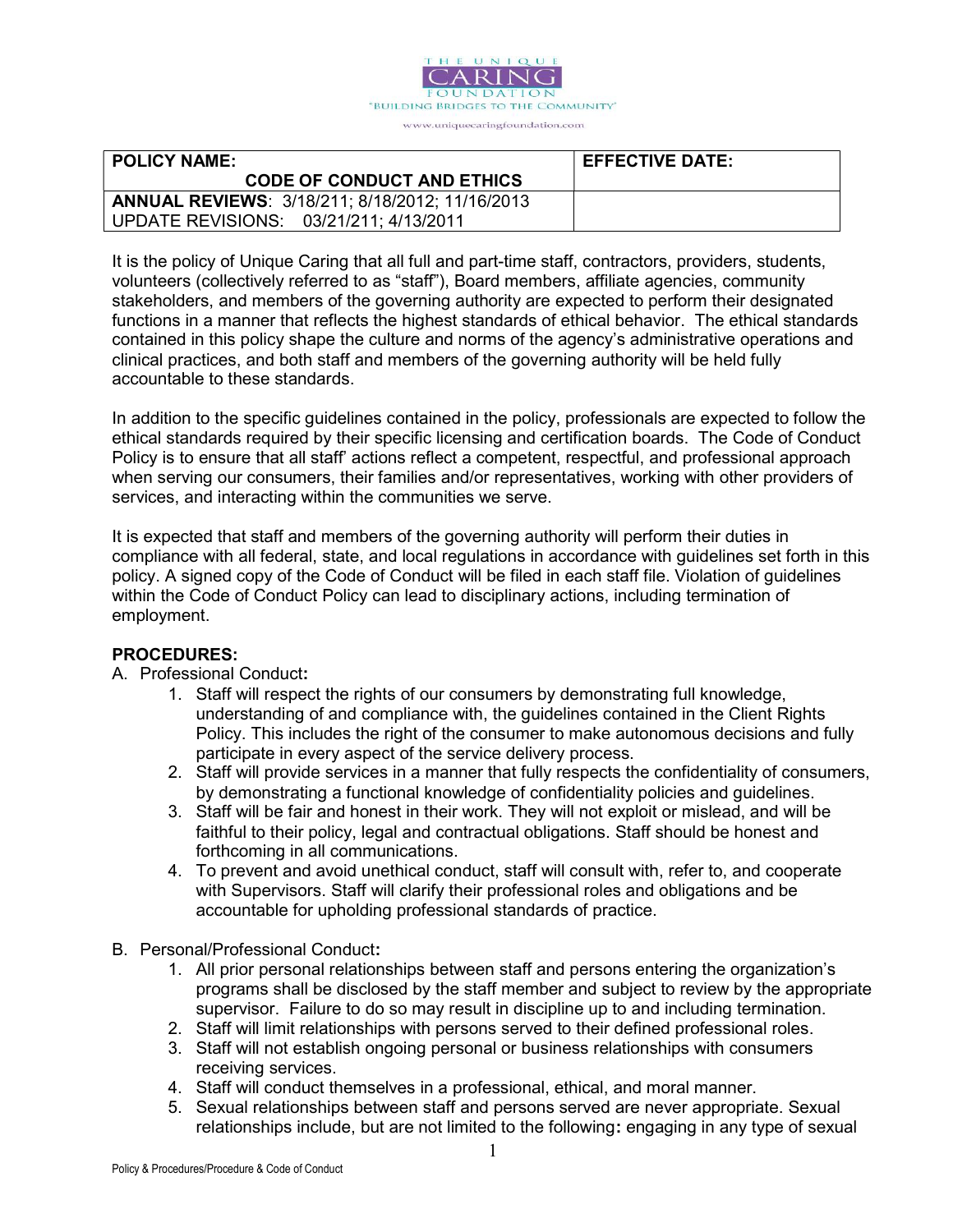THE UNIQUE CARING FOUNDATION

"BUILDING BRIDGES TO THE COMMUNITY"

www.uniquecaringfoundation.com

| **POLICY NAME:** **CODE OF CONDUCT AND ETHICS** | **EFFECTIVE DATE:** |
| --- | --- |
| **ANNUAL REVIEWS**: 3/18/211; 8/18/2012; 11/16/2013 UPDATE REVISIONS: 03/21/211; 4/13/2011 | |

It is the policy of Unique Caring that all full and part-time staff, contractors, providers, students, volunteers (collectively referred to as "staff"), Board members, affiliate agencies, community stakeholders, and members of the governing authority are expected to perform their designated functions in a manner that reflects the highest standards of ethical behavior. The ethical standards contained in this policy shape the culture and norms of the agency's administrative operations and clinical practices, and both staff and members of the governing authority will be held fully accountable to these standards.

In addition to the specific guidelines contained in the policy, professionals are expected to follow the ethical standards required by their specific licensing and certification boards. The Code of Conduct Policy is to ensure that all staff' actions reflect a competent, respectful, and professional approach when serving our consumers, their families and/or representatives, working with other providers of services, and interacting within the communities we serve.

It is expected that staff and members of the governing authority will perform their duties in compliance with all federal, state, and local regulations in accordance with guidelines set forth in this policy. A signed copy of the Code of Conduct will be filed in each staff file. Violation of guidelines within the Code of Conduct Policy can lead to disciplinary actions, including termination of employment.

**PROCEDURES:**

A. Professional Conduct**:**

1. Staff will respect the rights of our consumers by demonstrating full knowledge, understanding of and compliance with, the guidelines contained in the Client Rights Policy. This includes the right of the consumer to make autonomous decisions and fully participate in every aspect of the service delivery process.
2. Staff will provide services in a manner that fully respects the confidentiality of consumers, by demonstrating a functional knowledge of confidentiality policies and guidelines.
3. Staff will be fair and honest in their work. They will not exploit or mislead, and will be faithful to their policy, legal and contractual obligations. Staff should be honest and forthcoming in all communications.
4. To prevent and avoid unethical conduct, staff will consult with, refer to, and cooperate with Supervisors. Staff will clarify their professional roles and obligations and be accountable for upholding professional standards of practice.

B. Personal/Professional Conduct**:**

1. All prior personal relationships between staff and persons entering the organization's programs shall be disclosed by the staff member and subject to review by the appropriate supervisor. Failure to do so may result in discipline up to and including termination.
2. Staff will limit relationships with persons served to their defined professional roles.
3. Staff will not establish ongoing personal or business relationships with consumers receiving services.
4. Staff will conduct themselves in a professional, ethical, and moral manner.
5. Sexual relationships between staff and persons served are never appropriate. Sexual relationships include, but are not limited to the following**:** engaging in any type of sexual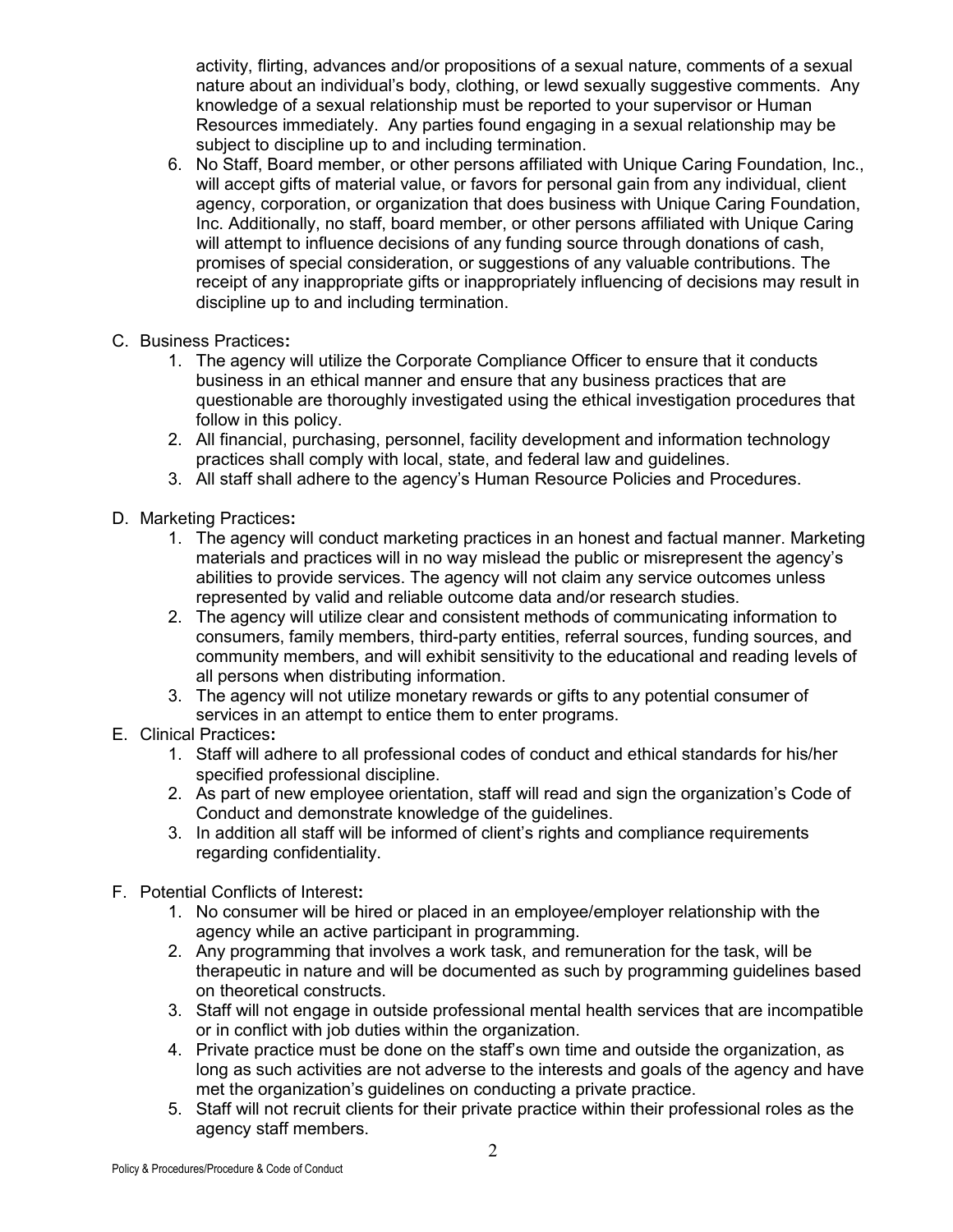activity, flirting, advances and/or propositions of a sexual nature, comments of a sexual nature about an individual's body, clothing, or lewd sexually suggestive comments. Any knowledge of a sexual relationship must be reported to your supervisor or Human Resources immediately. Any parties found engaging in a sexual relationship may be subject to discipline up to and including termination.

6. No Staff, Board member, or other persons affiliated with Unique Caring Foundation, Inc., will accept gifts of material value, or favors for personal gain from any individual, client agency, corporation, or organization that does business with Unique Caring Foundation, Inc. Additionally, no staff, board member, or other persons affiliated with Unique Caring will attempt to influence decisions of any funding source through donations of cash, promises of special consideration, or suggestions of any valuable contributions. The receipt of any inappropriate gifts or inappropriately influencing of decisions may result in discipline up to and including termination.

C. Business Practices**:**
   1. The agency will utilize the Corporate Compliance Officer to ensure that it conducts business in an ethical manner and ensure that any business practices that are questionable are thoroughly investigated using the ethical investigation procedures that follow in this policy.
   2. All financial, purchasing, personnel, facility development and information technology practices shall comply with local, state, and federal law and guidelines.
   3. All staff shall adhere to the agency's Human Resource Policies and Procedures.

D. Marketing Practices**:**
   1. The agency will conduct marketing practices in an honest and factual manner. Marketing materials and practices will in no way mislead the public or misrepresent the agency's abilities to provide services. The agency will not claim any service outcomes unless represented by valid and reliable outcome data and/or research studies.
   2. The agency will utilize clear and consistent methods of communicating information to consumers, family members, third-party entities, referral sources, funding sources, and community members, and will exhibit sensitivity to the educational and reading levels of all persons when distributing information.
   3. The agency will not utilize monetary rewards or gifts to any potential consumer of services in an attempt to entice them to enter programs.

E. Clinical Practices**:**
   1. Staff will adhere to all professional codes of conduct and ethical standards for his/her specified professional discipline.
   2. As part of new employee orientation, staff will read and sign the organization's Code of Conduct and demonstrate knowledge of the guidelines.
   3. In addition all staff will be informed of client's rights and compliance requirements regarding confidentiality.

F. Potential Conflicts of Interest**:**
   1. No consumer will be hired or placed in an employee/employer relationship with the agency while an active participant in programming.
   2. Any programming that involves a work task, and remuneration for the task, will be therapeutic in nature and will be documented as such by programming guidelines based on theoretical constructs.
   3. Staff will not engage in outside professional mental health services that are incompatible or in conflict with job duties within the organization.
   4. Private practice must be done on the staff's own time and outside the organization, as long as such activities are not adverse to the interests and goals of the agency and have met the organization's guidelines on conducting a private practice.
   5. Staff will not recruit clients for their private practice within their professional roles as the agency staff members.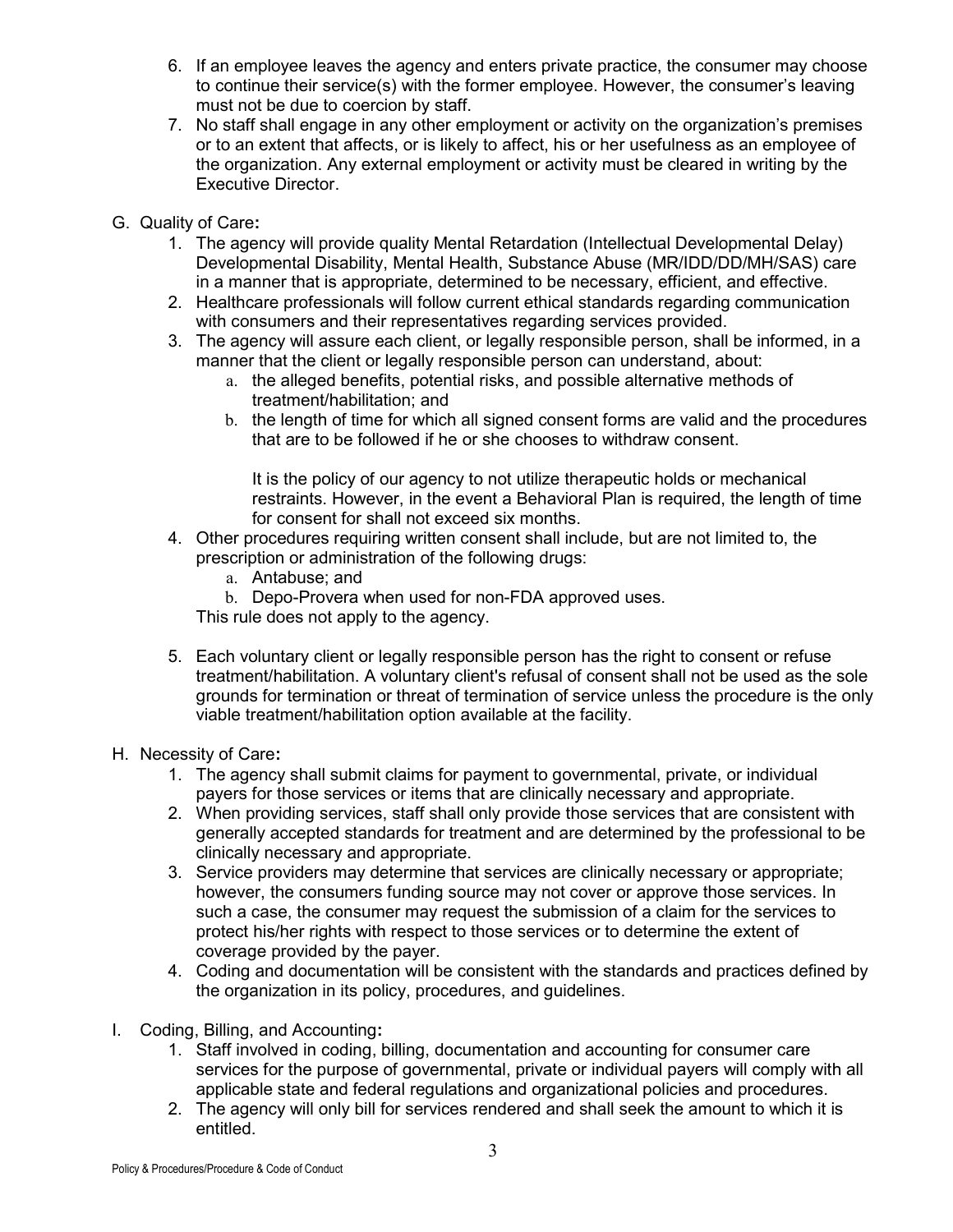6. If an employee leaves the agency and enters private practice, the consumer may choose to continue their service(s) with the former employee. However, the consumer's leaving must not be due to coercion by staff.
7. No staff shall engage in any other employment or activity on the organization's premises or to an extent that affects, or is likely to affect, his or her usefulness as an employee of the organization. Any external employment or activity must be cleared in writing by the Executive Director.

G. Quality of Care**:**

1. The agency will provide quality Mental Retardation (Intellectual Developmental Delay) Developmental Disability, Mental Health, Substance Abuse (MR/IDD/DD/MH/SAS) care in a manner that is appropriate, determined to be necessary, efficient, and effective.
2. Healthcare professionals will follow current ethical standards regarding communication with consumers and their representatives regarding services provided.
3. The agency will assure each client, or legally responsible person, shall be informed, in a manner that the client or legally responsible person can understand, about:
   a. the alleged benefits, potential risks, and possible alternative methods of treatment/habilitation; and
   b. the length of time for which all signed consent forms are valid and the procedures that are to be followed if he or she chooses to withdraw consent.

      It is the policy of our agency to not utilize therapeutic holds or mechanical restraints. However, in the event a Behavioral Plan is required, the length of time for consent for shall not exceed six months.
4. Other procedures requiring written consent shall include, but are not limited to, the prescription or administration of the following drugs:
   a. Antabuse; and
   b. Depo-Provera when used for non-FDA approved uses.

   This rule does not apply to the agency.
5. Each voluntary client or legally responsible person has the right to consent or refuse treatment/habilitation. A voluntary client's refusal of consent shall not be used as the sole grounds for termination or threat of termination of service unless the procedure is the only viable treatment/habilitation option available at the facility.

H. Necessity of Care**:**

1. The agency shall submit claims for payment to governmental, private, or individual payers for those services or items that are clinically necessary and appropriate.
2. When providing services, staff shall only provide those services that are consistent with generally accepted standards for treatment and are determined by the professional to be clinically necessary and appropriate.
3. Service providers may determine that services are clinically necessary or appropriate; however, the consumers funding source may not cover or approve those services. In such a case, the consumer may request the submission of a claim for the services to protect his/her rights with respect to those services or to determine the extent of coverage provided by the payer.
4. Coding and documentation will be consistent with the standards and practices defined by the organization in its policy, procedures, and guidelines.

I. Coding, Billing, and Accounting**:**

1. Staff involved in coding, billing, documentation and accounting for consumer care services for the purpose of governmental, private or individual payers will comply with all applicable state and federal regulations and organizational policies and procedures.
2. The agency will only bill for services rendered and shall seek the amount to which it is entitled.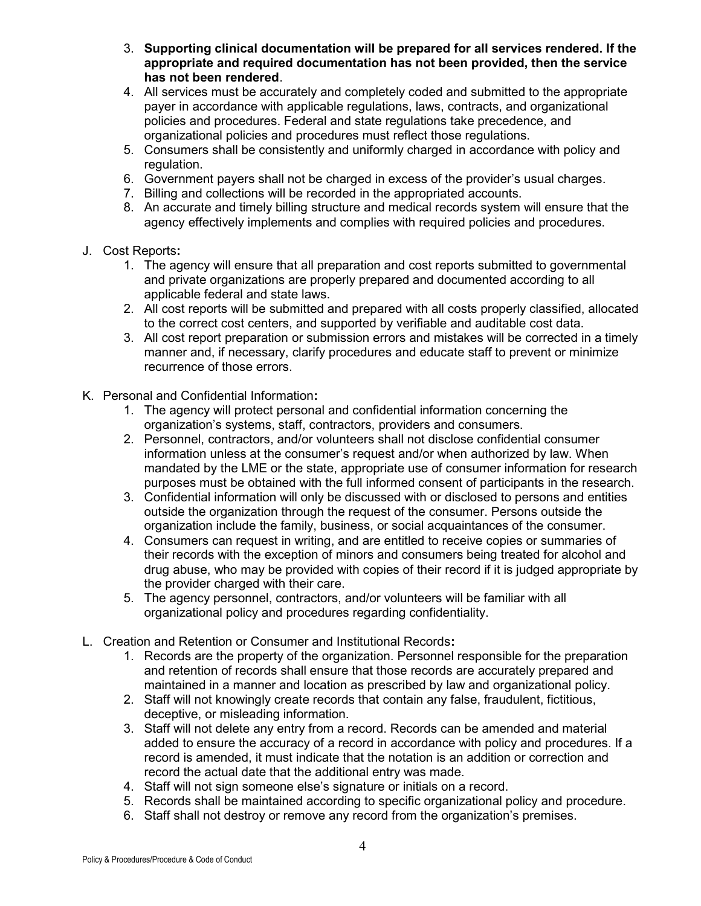3. **Supporting clinical documentation will be prepared for all services rendered. If the appropriate and required documentation has not been provided, then the service has not been rendered**.
4. All services must be accurately and completely coded and submitted to the appropriate payer in accordance with applicable regulations, laws, contracts, and organizational policies and procedures. Federal and state regulations take precedence, and organizational policies and procedures must reflect those regulations.
5. Consumers shall be consistently and uniformly charged in accordance with policy and regulation.
6. Government payers shall not be charged in excess of the provider's usual charges.
7. Billing and collections will be recorded in the appropriated accounts.
8. An accurate and timely billing structure and medical records system will ensure that the agency effectively implements and complies with required policies and procedures.

J. Cost Reports**:**

1. The agency will ensure that all preparation and cost reports submitted to governmental and private organizations are properly prepared and documented according to all applicable federal and state laws.
2. All cost reports will be submitted and prepared with all costs properly classified, allocated to the correct cost centers, and supported by verifiable and auditable cost data.
3. All cost report preparation or submission errors and mistakes will be corrected in a timely manner and, if necessary, clarify procedures and educate staff to prevent or minimize recurrence of those errors.

K. Personal and Confidential Information**:**

1. The agency will protect personal and confidential information concerning the organization's systems, staff, contractors, providers and consumers.
2. Personnel, contractors, and/or volunteers shall not disclose confidential consumer information unless at the consumer's request and/or when authorized by law. When mandated by the LME or the state, appropriate use of consumer information for research purposes must be obtained with the full informed consent of participants in the research.
3. Confidential information will only be discussed with or disclosed to persons and entities outside the organization through the request of the consumer. Persons outside the organization include the family, business, or social acquaintances of the consumer.
4. Consumers can request in writing, and are entitled to receive copies or summaries of their records with the exception of minors and consumers being treated for alcohol and drug abuse, who may be provided with copies of their record if it is judged appropriate by the provider charged with their care.
5. The agency personnel, contractors, and/or volunteers will be familiar with all organizational policy and procedures regarding confidentiality.

L. Creation and Retention or Consumer and Institutional Records**:**

1. Records are the property of the organization. Personnel responsible for the preparation and retention of records shall ensure that those records are accurately prepared and maintained in a manner and location as prescribed by law and organizational policy.
2. Staff will not knowingly create records that contain any false, fraudulent, fictitious, deceptive, or misleading information.
3. Staff will not delete any entry from a record. Records can be amended and material added to ensure the accuracy of a record in accordance with policy and procedures. If a record is amended, it must indicate that the notation is an addition or correction and record the actual date that the additional entry was made.
4. Staff will not sign someone else's signature or initials on a record.
5. Records shall be maintained according to specific organizational policy and procedure.
6. Staff shall not destroy or remove any record from the organization's premises.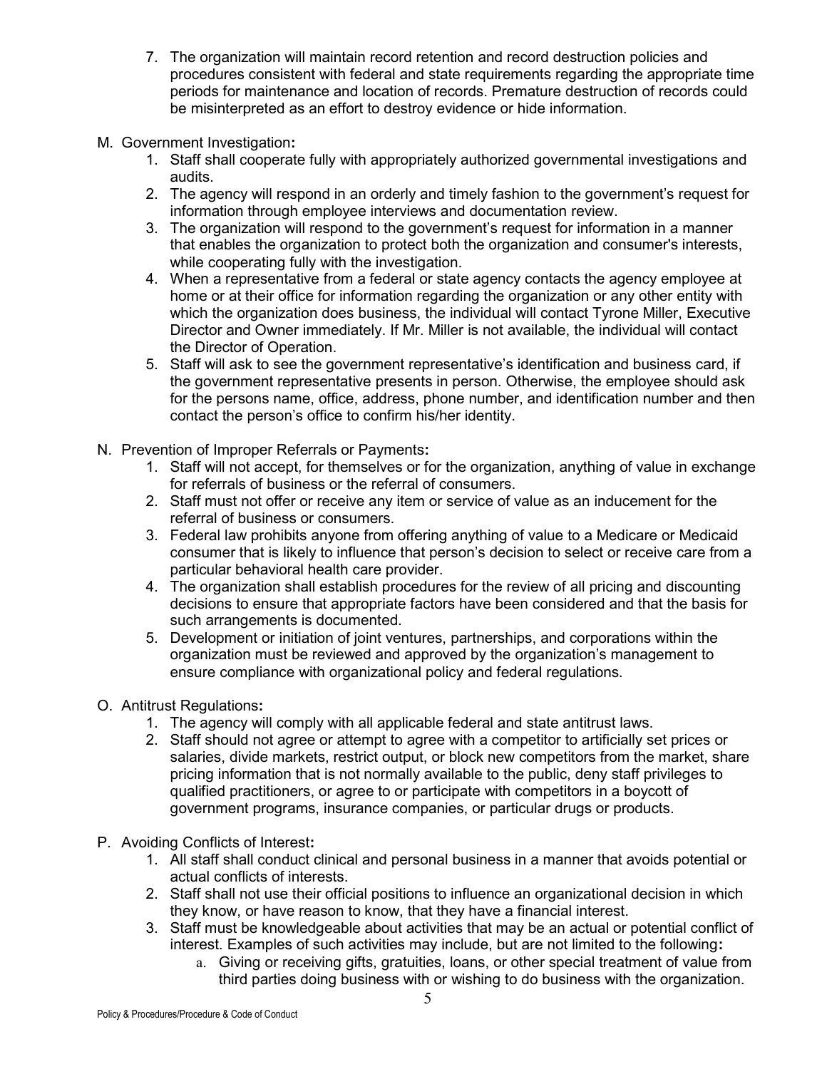7. The organization will maintain record retention and record destruction policies and procedures consistent with federal and state requirements regarding the appropriate time periods for maintenance and location of records. Premature destruction of records could be misinterpreted as an effort to destroy evidence or hide information.

M. Government Investigation**:**

1. Staff shall cooperate fully with appropriately authorized governmental investigations and audits.
2. The agency will respond in an orderly and timely fashion to the government's request for information through employee interviews and documentation review.
3. The organization will respond to the government's request for information in a manner that enables the organization to protect both the organization and consumer's interests, while cooperating fully with the investigation.
4. When a representative from a federal or state agency contacts the agency employee at home or at their office for information regarding the organization or any other entity with which the organization does business, the individual will contact Tyrone Miller, Executive Director and Owner immediately. If Mr. Miller is not available, the individual will contact the Director of Operation.
5. Staff will ask to see the government representative's identification and business card, if the government representative presents in person. Otherwise, the employee should ask for the persons name, office, address, phone number, and identification number and then contact the person's office to confirm his/her identity.

N. Prevention of Improper Referrals or Payments**:**

1. Staff will not accept, for themselves or for the organization, anything of value in exchange for referrals of business or the referral of consumers.
2. Staff must not offer or receive any item or service of value as an inducement for the referral of business or consumers.
3. Federal law prohibits anyone from offering anything of value to a Medicare or Medicaid consumer that is likely to influence that person's decision to select or receive care from a particular behavioral health care provider.
4. The organization shall establish procedures for the review of all pricing and discounting decisions to ensure that appropriate factors have been considered and that the basis for such arrangements is documented.
5. Development or initiation of joint ventures, partnerships, and corporations within the organization must be reviewed and approved by the organization's management to ensure compliance with organizational policy and federal regulations.

O. Antitrust Regulations**:**

1. The agency will comply with all applicable federal and state antitrust laws.
2. Staff should not agree or attempt to agree with a competitor to artificially set prices or salaries, divide markets, restrict output, or block new competitors from the market, share pricing information that is not normally available to the public, deny staff privileges to qualified practitioners, or agree to or participate with competitors in a boycott of government programs, insurance companies, or particular drugs or products.

P. Avoiding Conflicts of Interest**:**

1. All staff shall conduct clinical and personal business in a manner that avoids potential or actual conflicts of interests.
2. Staff shall not use their official positions to influence an organizational decision in which they know, or have reason to know, that they have a financial interest.
3. Staff must be knowledgeable about activities that may be an actual or potential conflict of interest. Examples of such activities may include, but are not limited to the following**:**
    a. Giving or receiving gifts, gratuities, loans, or other special treatment of value from third parties doing business with or wishing to do business with the organization.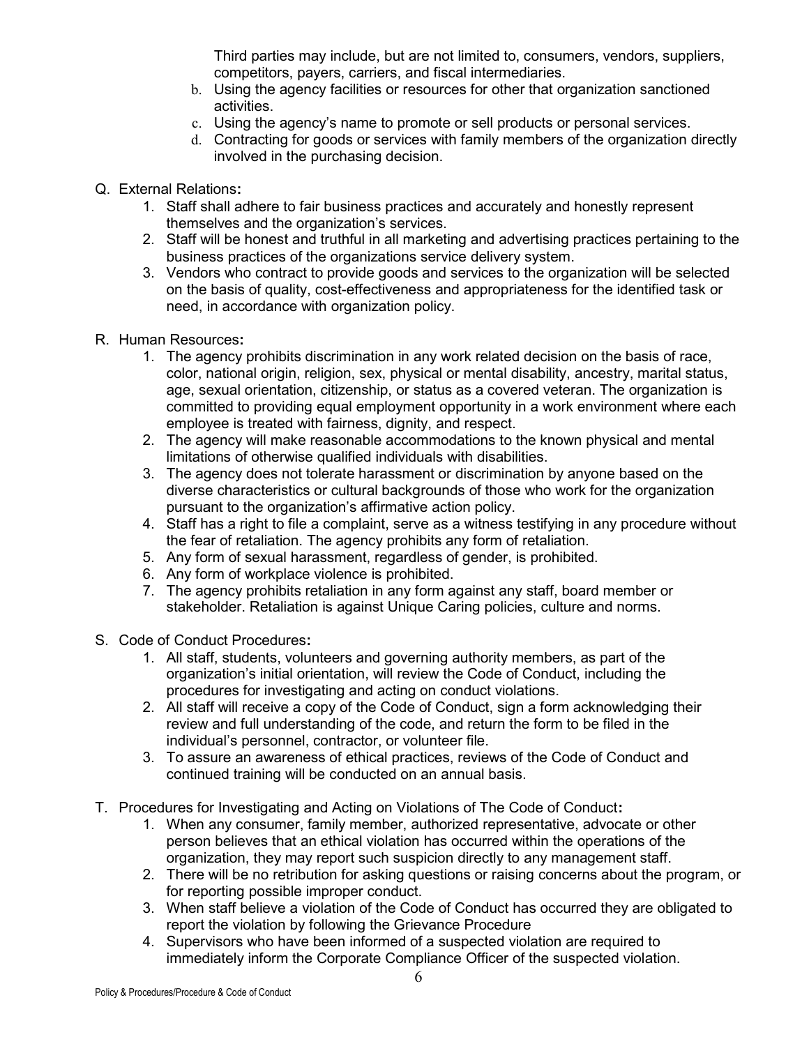Third parties may include, but are not limited to, consumers, vendors, suppliers, competitors, payers, carriers, and fiscal intermediaries.

b. Using the agency facilities or resources for other that organization sanctioned activities.
c. Using the agency's name to promote or sell products or personal services.
d. Contracting for goods or services with family members of the organization directly involved in the purchasing decision.

Q. External Relations**:**

1. Staff shall adhere to fair business practices and accurately and honestly represent themselves and the organization's services.
2. Staff will be honest and truthful in all marketing and advertising practices pertaining to the business practices of the organizations service delivery system.
3. Vendors who contract to provide goods and services to the organization will be selected on the basis of quality, cost-effectiveness and appropriateness for the identified task or need, in accordance with organization policy.

R. Human Resources**:**

1. The agency prohibits discrimination in any work related decision on the basis of race, color, national origin, religion, sex, physical or mental disability, ancestry, marital status, age, sexual orientation, citizenship, or status as a covered veteran. The organization is committed to providing equal employment opportunity in a work environment where each employee is treated with fairness, dignity, and respect.
2. The agency will make reasonable accommodations to the known physical and mental limitations of otherwise qualified individuals with disabilities.
3. The agency does not tolerate harassment or discrimination by anyone based on the diverse characteristics or cultural backgrounds of those who work for the organization pursuant to the organization's affirmative action policy.
4. Staff has a right to file a complaint, serve as a witness testifying in any procedure without the fear of retaliation. The agency prohibits any form of retaliation.
5. Any form of sexual harassment, regardless of gender, is prohibited.
6. Any form of workplace violence is prohibited.
7. The agency prohibits retaliation in any form against any staff, board member or stakeholder. Retaliation is against Unique Caring policies, culture and norms.

S. Code of Conduct Procedures**:**

1. All staff, students, volunteers and governing authority members, as part of the organization's initial orientation, will review the Code of Conduct, including the procedures for investigating and acting on conduct violations.
2. All staff will receive a copy of the Code of Conduct, sign a form acknowledging their review and full understanding of the code, and return the form to be filed in the individual's personnel, contractor, or volunteer file.
3. To assure an awareness of ethical practices, reviews of the Code of Conduct and continued training will be conducted on an annual basis.

T. Procedures for Investigating and Acting on Violations of The Code of Conduct**:**

1. When any consumer, family member, authorized representative, advocate or other person believes that an ethical violation has occurred within the operations of the organization, they may report such suspicion directly to any management staff.
2. There will be no retribution for asking questions or raising concerns about the program, or for reporting possible improper conduct.
3. When staff believe a violation of the Code of Conduct has occurred they are obligated to report the violation by following the Grievance Procedure
4. Supervisors who have been informed of a suspected violation are required to immediately inform the Corporate Compliance Officer of the suspected violation.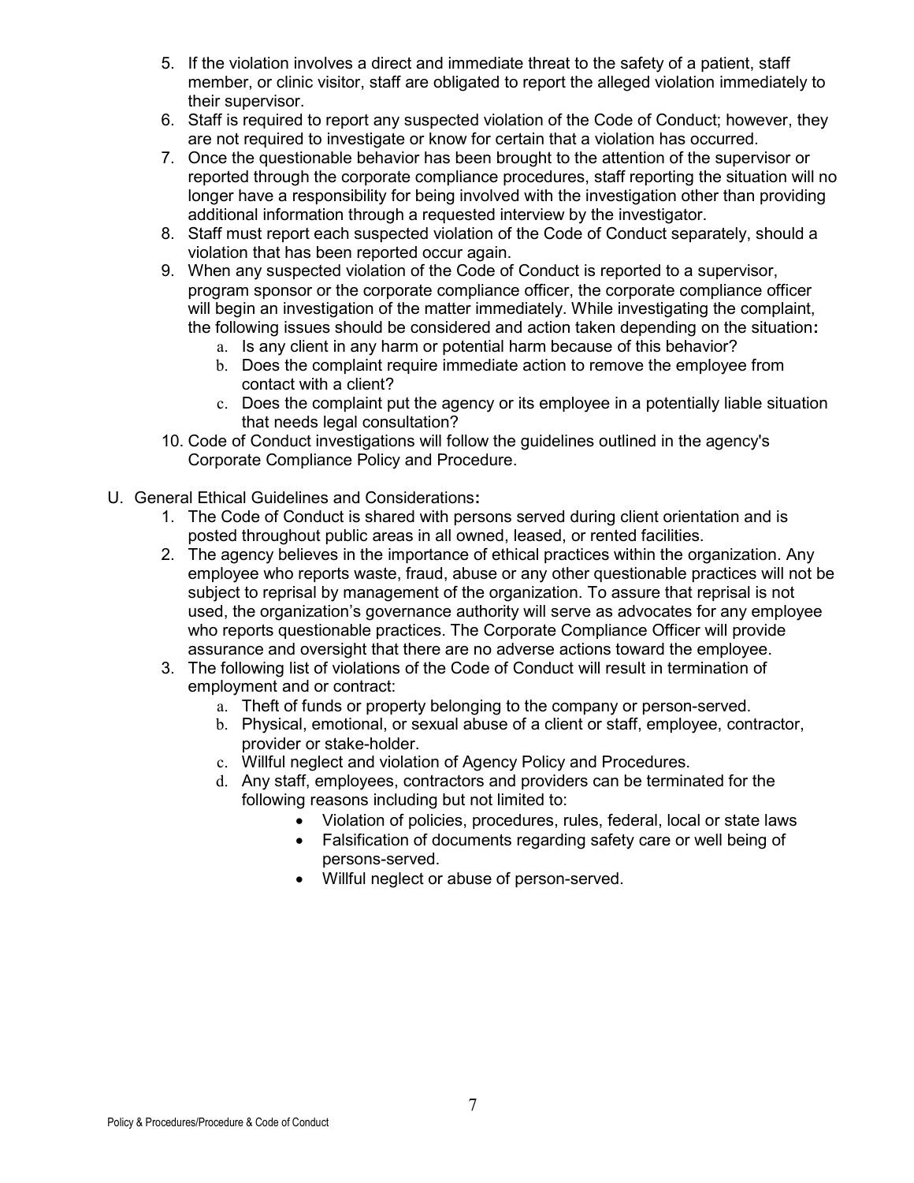5. If the violation involves a direct and immediate threat to the safety of a patient, staff member, or clinic visitor, staff are obligated to report the alleged violation immediately to their supervisor.
6. Staff is required to report any suspected violation of the Code of Conduct; however, they are not required to investigate or know for certain that a violation has occurred.
7. Once the questionable behavior has been brought to the attention of the supervisor or reported through the corporate compliance procedures, staff reporting the situation will no longer have a responsibility for being involved with the investigation other than providing additional information through a requested interview by the investigator.
8. Staff must report each suspected violation of the Code of Conduct separately, should a violation that has been reported occur again.
9. When any suspected violation of the Code of Conduct is reported to a supervisor, program sponsor or the corporate compliance officer, the corporate compliance officer will begin an investigation of the matter immediately. While investigating the complaint, the following issues should be considered and action taken depending on the situation**:**
   a. Is any client in any harm or potential harm because of this behavior?
   b. Does the complaint require immediate action to remove the employee from contact with a client?
   c. Does the complaint put the agency or its employee in a potentially liable situation that needs legal consultation?
10. Code of Conduct investigations will follow the guidelines outlined in the agency's Corporate Compliance Policy and Procedure.

U. General Ethical Guidelines and Considerations**:**

1. The Code of Conduct is shared with persons served during client orientation and is posted throughout public areas in all owned, leased, or rented facilities.
2. The agency believes in the importance of ethical practices within the organization. Any employee who reports waste, fraud, abuse or any other questionable practices will not be subject to reprisal by management of the organization. To assure that reprisal is not used, the organization's governance authority will serve as advocates for any employee who reports questionable practices. The Corporate Compliance Officer will provide assurance and oversight that there are no adverse actions toward the employee.
3. The following list of violations of the Code of Conduct will result in termination of employment and or contract:
   a. Theft of funds or property belonging to the company or person-served.
   b. Physical, emotional, or sexual abuse of a client or staff, employee, contractor, provider or stake-holder.
   c. Willful neglect and violation of Agency Policy and Procedures.
   d. Any staff, employees, contractors and providers can be terminated for the following reasons including but not limited to:
      - Violation of policies, procedures, rules, federal, local or state laws
      - Falsification of documents regarding safety care or well being of persons-served.
      - Willful neglect or abuse of person-served.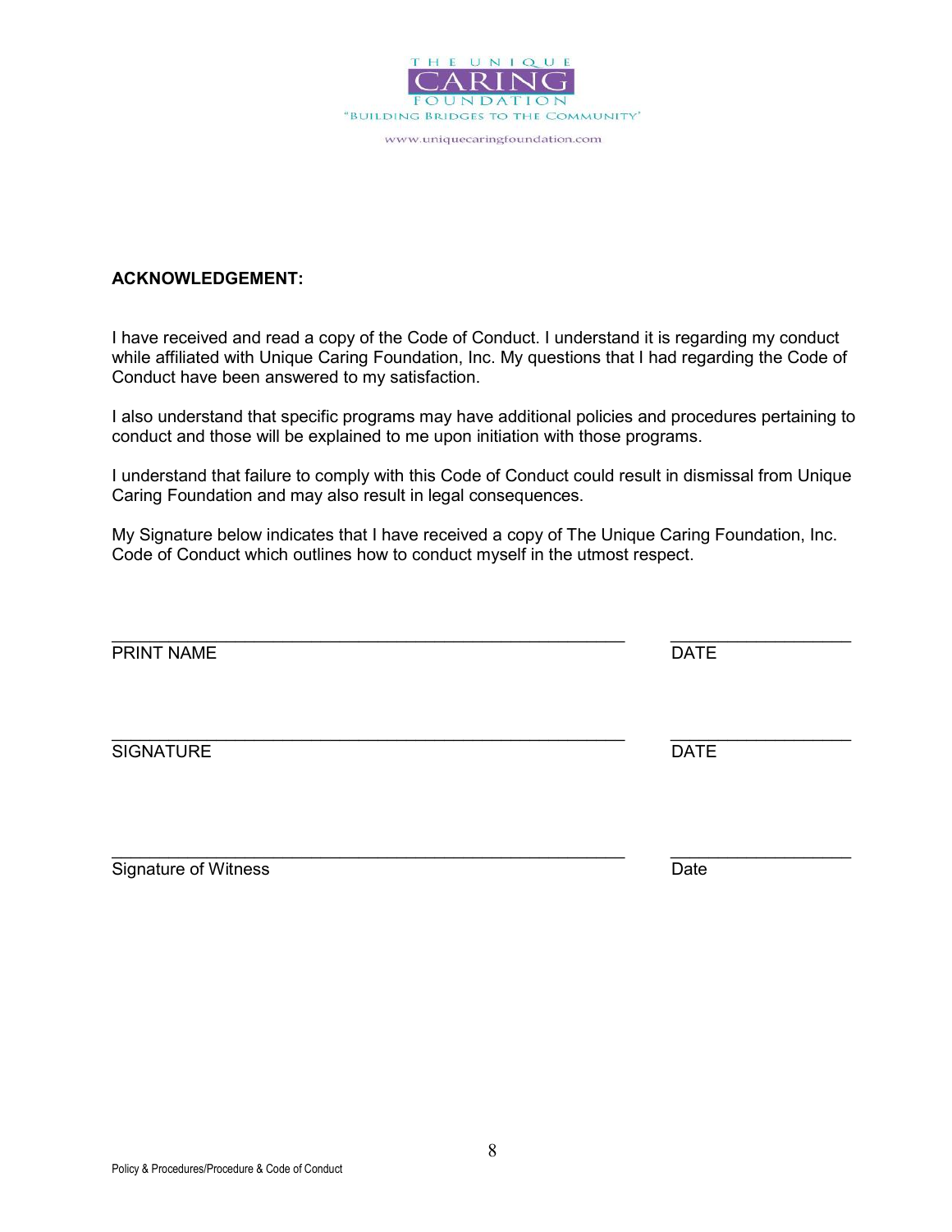THE UNIQUE
CARING
FOUNDATION
"BUILDING BRIDGES TO THE COMMUNITY"

www.uniquecaringfoundation.com

**ACKNOWLEDGEMENT:**

I have received and read a copy of the Code of Conduct. I understand it is regarding my conduct while affiliated with Unique Caring Foundation, Inc. My questions that I had regarding the Code of Conduct have been answered to my satisfaction.

I also understand that specific programs may have additional policies and procedures pertaining to conduct and those will be explained to me upon initiation with those programs.

I understand that failure to comply with this Code of Conduct could result in dismissal from Unique Caring Foundation and may also result in legal consequences.

My Signature below indicates that I have received a copy of The Unique Caring Foundation, Inc. Code of Conduct which outlines how to conduct myself in the utmost respect.

_______________________________________________ ________________
PRINT NAME DATE

_______________________________________________ ________________
SIGNATURE DATE

_______________________________________________ ________________
Signature of Witness Date